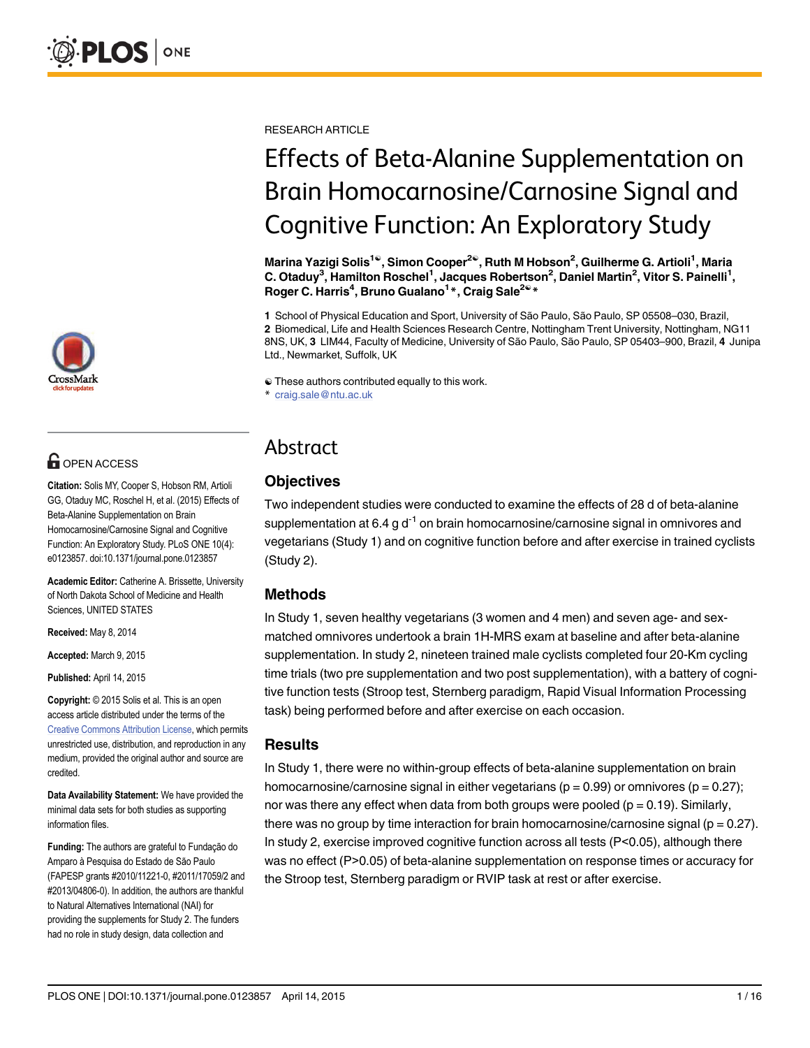RESEARCH ARTICLE

# Effects of Beta-Alanine Supplementation on Brain Homocarnosine/Carnosine Signal and Cognitive Function: An Exploratory Study

**Marina Yazigi Solis[1☯], Simon Cooper[2☯], Ruth M Hobson[2], Guilherme G. Artioli[1], Maria C. Otaduy[3], Hamilton Roschel[1], Jacques Robertson[2], Daniel Martin[2], Vitor S. Painelli[1], Roger C. Harris[4], Bruno Gualano[1]*, Craig Sale[2☯]***

**1** School of Physical Education and Sport, University of São Paulo, São Paulo, SP 05508–030, Brazil, **2** Biomedical, Life and Health Sciences Research Centre, Nottingham Trent University, Nottingham, NG11 8NS, UK, **3** LIM44, Faculty of Medicine, University of São Paulo, São Paulo, SP 05403–900, Brazil, **4** Junipa Ltd., Newmarket, Suffolk, UK

☯ These authors contributed equally to this work.
* craig.sale@ntu.ac.uk

OPEN ACCESS

**Citation:** Solis MY, Cooper S, Hobson RM, Artioli GG, Otaduy MC, Roschel H, et al. (2015) Effects of Beta-Alanine Supplementation on Brain Homocarnosine/Carnosine Signal and Cognitive Function: An Exploratory Study. PLoS ONE 10(4): e0123857. doi:10.1371/journal.pone.0123857

**Academic Editor:** Catherine A. Brissette, University of North Dakota School of Medicine and Health Sciences, UNITED STATES

**Received:** May 8, 2014

**Accepted:** March 9, 2015

**Published:** April 14, 2015

**Copyright:** © 2015 Solis et al. This is an open access article distributed under the terms of the Creative Commons Attribution License, which permits unrestricted use, distribution, and reproduction in any medium, provided the original author and source are credited.

**Data Availability Statement:** We have provided the minimal data sets for both studies as supporting information files.

**Funding:** The authors are grateful to Fundação do Amparo à Pesquisa do Estado de São Paulo (FAPESP grants #2010/11221-0, #2011/17059/2 and #2013/04806-0). In addition, the authors are thankful to Natural Alternatives International (NAI) for providing the supplements for Study 2. The funders had no role in study design, data collection and

## Abstract

### Objectives

Two independent studies were conducted to examine the effects of 28 d of beta-alanine supplementation at 6.4 g $d^{-1}$ on brain homocarnosine/carnosine signal in omnivores and vegetarians (Study 1) and on cognitive function before and after exercise in trained cyclists (Study 2).

### Methods

In Study 1, seven healthy vegetarians (3 women and 4 men) and seven age- and sex-matched omnivores undertook a brain 1H-MRS exam at baseline and after beta-alanine supplementation. In study 2, nineteen trained male cyclists completed four 20-Km cycling time trials (two pre supplementation and two post supplementation), with a battery of cognitive function tests (Stroop test, Sternberg paradigm, Rapid Visual Information Processing task) being performed before and after exercise on each occasion.

### Results

In Study 1, there were no within-group effects of beta-alanine supplementation on brain homocarnosine/carnosine signal in either vegetarians ($p = 0.99$) or omnivores ($p = 0.27$); nor was there any effect when data from both groups were pooled ($p = 0.19$). Similarly, there was no group by time interaction for brain homocarnosine/carnosine signal ($p = 0.27$). In study 2, exercise improved cognitive function across all tests ($P<0.05$), although there was no effect ($P>0.05$) of beta-alanine supplementation on response times or accuracy for the Stroop test, Sternberg paradigm or RVIP task at rest or after exercise.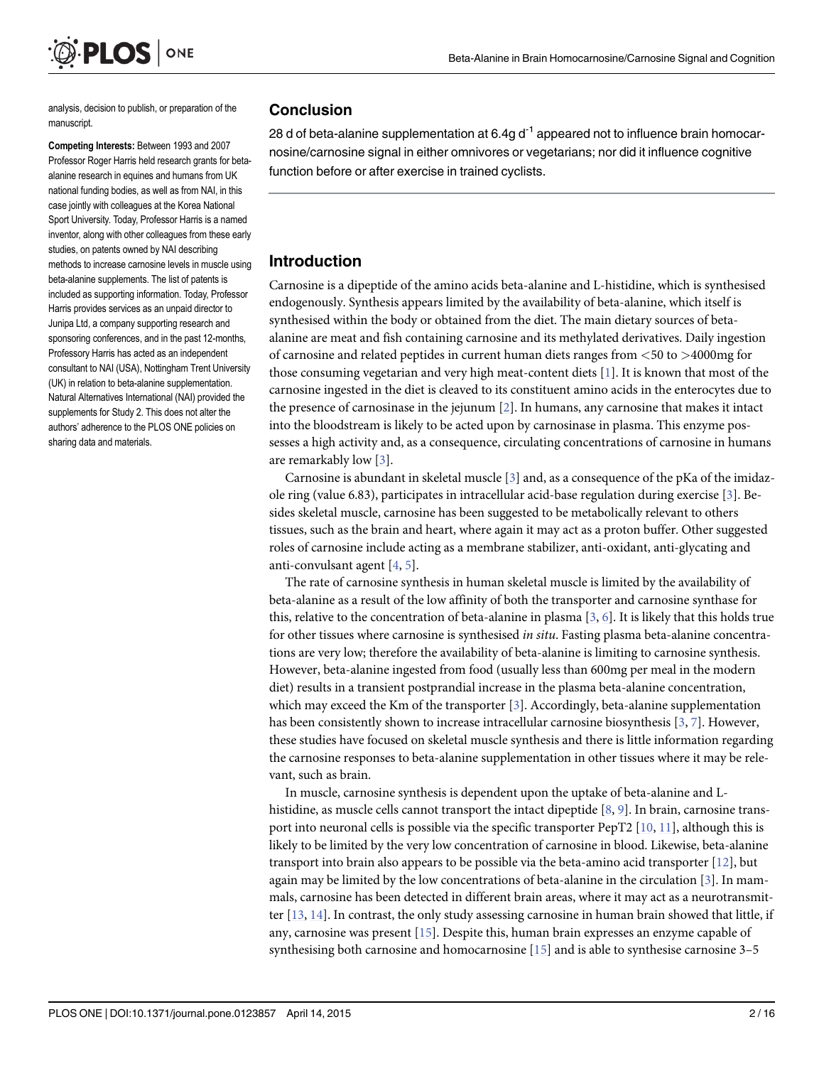analysis, decision to publish, or preparation of the manuscript.

**Competing Interests:** Between 1993 and 2007 Professor Roger Harris held research grants for beta-alanine research in equines and humans from UK national funding bodies, as well as from NAI, in this case jointly with colleagues at the Korea National Sport University. Today, Professor Harris is a named inventor, along with other colleagues from these early studies, on patents owned by NAI describing methods to increase carnosine levels in muscle using beta-alanine supplements. The list of patents is included as supporting information. Today, Professor Harris provides services as an unpaid director to Junipa Ltd, a company supporting research and sponsoring conferences, and in the past 12-months, Professory Harris has acted as an independent consultant to NAI (USA), Nottingham Trent University (UK) in relation to beta-alanine supplementation. Natural Alternatives International (NAI) provided the supplements for Study 2. This does not alter the authors' adherence to the PLOS ONE policies on sharing data and materials.

## Conclusion

28 d of beta-alanine supplementation at 6.4g $d^{-1}$ appeared not to influence brain homocarnosine/carnosine signal in either omnivores or vegetarians; nor did it influence cognitive function before or after exercise in trained cyclists.

## Introduction

Carnosine is a dipeptide of the amino acids beta-alanine and L-histidine, which is synthesised endogenously. Synthesis appears limited by the availability of beta-alanine, which itself is synthesised within the body or obtained from the diet. The main dietary sources of beta-alanine are meat and fish containing carnosine and its methylated derivatives. Daily ingestion of carnosine and related peptides in current human diets ranges from <50 to >4000mg for those consuming vegetarian and very high meat-content diets [1]. It is known that most of the carnosine ingested in the diet is cleaved to its constituent amino acids in the enterocytes due to the presence of carnosinase in the jejunum [2]. In humans, any carnosine that makes it intact into the bloodstream is likely to be acted upon by carnosinase in plasma. This enzyme possesses a high activity and, as a consequence, circulating concentrations of carnosine in humans are remarkably low [3].

Carnosine is abundant in skeletal muscle [3] and, as a consequence of the pKa of the imidazole ring (value 6.83), participates in intracellular acid-base regulation during exercise [3]. Besides skeletal muscle, carnosine has been suggested to be metabolically relevant to others tissues, such as the brain and heart, where again it may act as a proton buffer. Other suggested roles of carnosine include acting as a membrane stabilizer, anti-oxidant, anti-glycating and anti-convulsant agent [4, 5].

The rate of carnosine synthesis in human skeletal muscle is limited by the availability of beta-alanine as a result of the low affinity of both the transporter and carnosine synthase for this, relative to the concentration of beta-alanine in plasma [3, 6]. It is likely that this holds true for other tissues where carnosine is synthesised *in situ*. Fasting plasma beta-alanine concentrations are very low; therefore the availability of beta-alanine is limiting to carnosine synthesis. However, beta-alanine ingested from food (usually less than 600mg per meal in the modern diet) results in a transient postprandial increase in the plasma beta-alanine concentration, which may exceed the Km of the transporter [3]. Accordingly, beta-alanine supplementation has been consistently shown to increase intracellular carnosine biosynthesis [3, 7]. However, these studies have focused on skeletal muscle synthesis and there is little information regarding the carnosine responses to beta-alanine supplementation in other tissues where it may be relevant, such as brain.

In muscle, carnosine synthesis is dependent upon the uptake of beta-alanine and L-histidine, as muscle cells cannot transport the intact dipeptide [8, 9]. In brain, carnosine transport into neuronal cells is possible via the specific transporter PepT2 [10, 11], although this is likely to be limited by the very low concentration of carnosine in blood. Likewise, beta-alanine transport into brain also appears to be possible via the beta-amino acid transporter [12], but again may be limited by the low concentrations of beta-alanine in the circulation [3]. In mammals, carnosine has been detected in different brain areas, where it may act as a neurotransmitter [13, 14]. In contrast, the only study assessing carnosine in human brain showed that little, if any, carnosine was present [15]. Despite this, human brain expresses an enzyme capable of synthesising both carnosine and homocarnosine [15] and is able to synthesise carnosine 3–5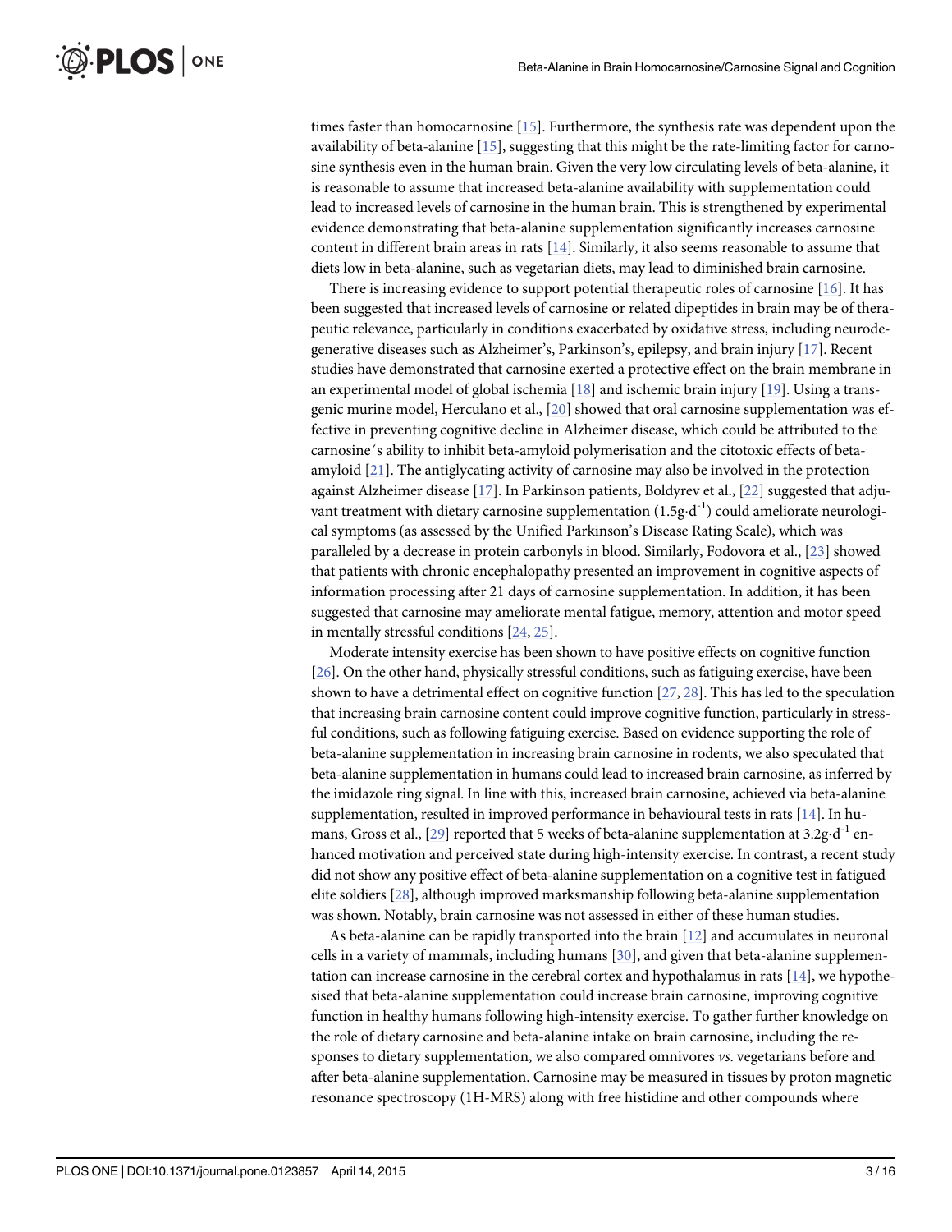times faster than homocarnosine [15]. Furthermore, the synthesis rate was dependent upon the availability of beta-alanine [15], suggesting that this might be the rate-limiting factor for carnosine synthesis even in the human brain. Given the very low circulating levels of beta-alanine, it is reasonable to assume that increased beta-alanine availability with supplementation could lead to increased levels of carnosine in the human brain. This is strengthened by experimental evidence demonstrating that beta-alanine supplementation significantly increases carnosine content in different brain areas in rats [14]. Similarly, it also seems reasonable to assume that diets low in beta-alanine, such as vegetarian diets, may lead to diminished brain carnosine.

There is increasing evidence to support potential therapeutic roles of carnosine [16]. It has been suggested that increased levels of carnosine or related dipeptides in brain may be of therapeutic relevance, particularly in conditions exacerbated by oxidative stress, including neurodegenerative diseases such as Alzheimer's, Parkinson's, epilepsy, and brain injury [17]. Recent studies have demonstrated that carnosine exerted a protective effect on the brain membrane in an experimental model of global ischemia [18] and ischemic brain injury [19]. Using a transgenic murine model, Herculano et al., [20] showed that oral carnosine supplementation was effective in preventing cognitive decline in Alzheimer disease, which could be attributed to the carnosine´s ability to inhibit beta-amyloid polymerisation and the citotoxic effects of beta-amyloid [21]. The antiglycating activity of carnosine may also be involved in the protection against Alzheimer disease [17]. In Parkinson patients, Boldyrev et al., [22] suggested that adjuvant treatment with dietary carnosine supplementation ($1.5g \cdot d^{-1}$) could ameliorate neurological symptoms (as assessed by the Unified Parkinson's Disease Rating Scale), which was paralleled by a decrease in protein carbonyls in blood. Similarly, Fodovora et al., [23] showed that patients with chronic encephalopathy presented an improvement in cognitive aspects of information processing after 21 days of carnosine supplementation. In addition, it has been suggested that carnosine may ameliorate mental fatigue, memory, attention and motor speed in mentally stressful conditions [24, 25].

Moderate intensity exercise has been shown to have positive effects on cognitive function [26]. On the other hand, physically stressful conditions, such as fatiguing exercise, have been shown to have a detrimental effect on cognitive function [27, 28]. This has led to the speculation that increasing brain carnosine content could improve cognitive function, particularly in stressful conditions, such as following fatiguing exercise. Based on evidence supporting the role of beta-alanine supplementation in increasing brain carnosine in rodents, we also speculated that beta-alanine supplementation in humans could lead to increased brain carnosine, as inferred by the imidazole ring signal. In line with this, increased brain carnosine, achieved via beta-alanine supplementation, resulted in improved performance in behavioural tests in rats [14]. In humans, Gross et al., [29] reported that 5 weeks of beta-alanine supplementation at $3.2g \cdot d^{-1}$ enhanced motivation and perceived state during high-intensity exercise. In contrast, a recent study did not show any positive effect of beta-alanine supplementation on a cognitive test in fatigued elite soldiers [28], although improved marksmanship following beta-alanine supplementation was shown. Notably, brain carnosine was not assessed in either of these human studies.

As beta-alanine can be rapidly transported into the brain [12] and accumulates in neuronal cells in a variety of mammals, including humans [30], and given that beta-alanine supplementation can increase carnosine in the cerebral cortex and hypothalamus in rats [14], we hypothesised that beta-alanine supplementation could increase brain carnosine, improving cognitive function in healthy humans following high-intensity exercise. To gather further knowledge on the role of dietary carnosine and beta-alanine intake on brain carnosine, including the responses to dietary supplementation, we also compared omnivores *vs*. vegetarians before and after beta-alanine supplementation. Carnosine may be measured in tissues by proton magnetic resonance spectroscopy (1H-MRS) along with free histidine and other compounds where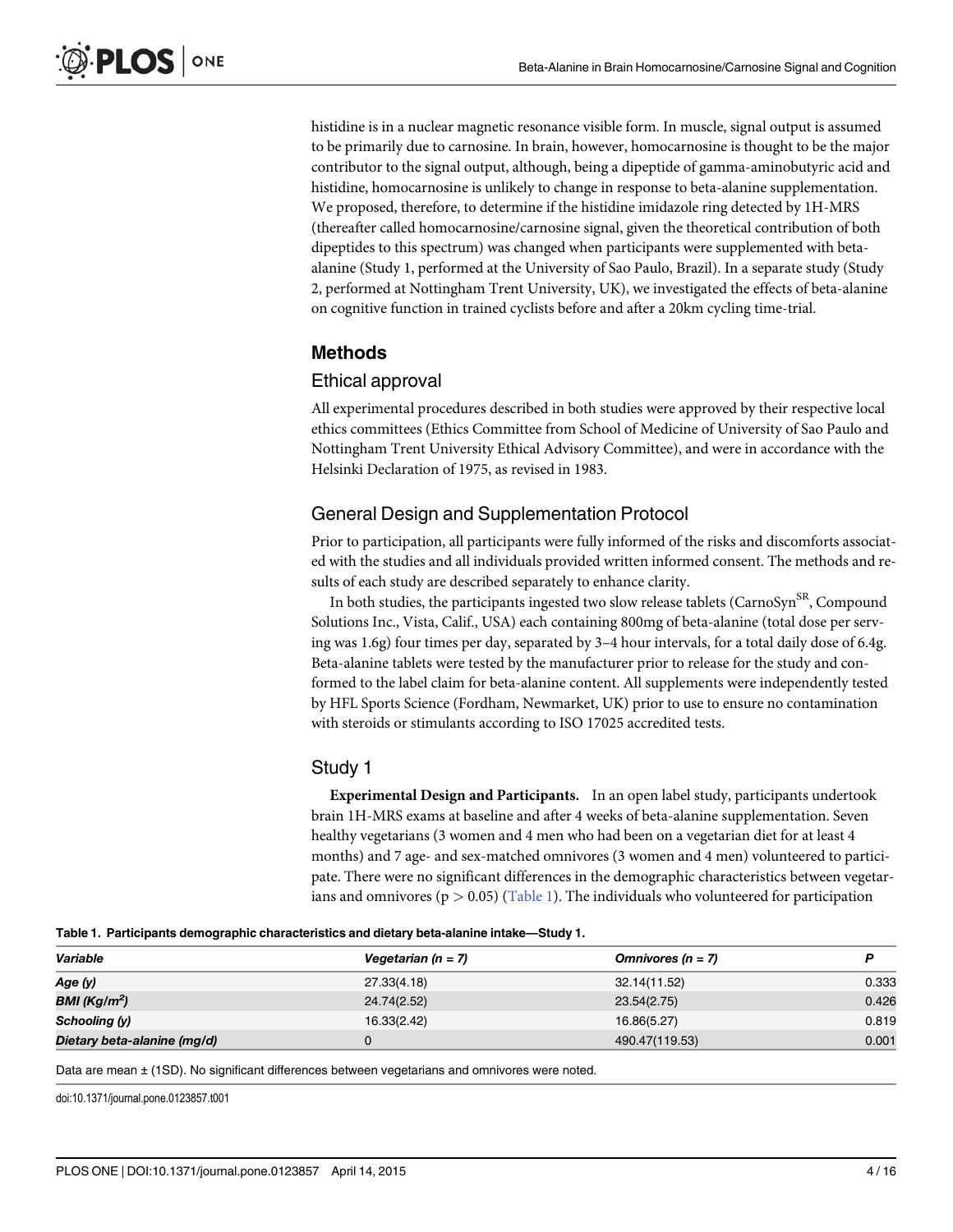histidine is in a nuclear magnetic resonance visible form. In muscle, signal output is assumed to be primarily due to carnosine. In brain, however, homocarnosine is thought to be the major contributor to the signal output, although, being a dipeptide of gamma-aminobutyric acid and histidine, homocarnosine is unlikely to change in response to beta-alanine supplementation. We proposed, therefore, to determine if the histidine imidazole ring detected by 1H-MRS (thereafter called homocarnosine/carnosine signal, given the theoretical contribution of both dipeptides to this spectrum) was changed when participants were supplemented with beta-alanine (Study 1, performed at the University of Sao Paulo, Brazil). In a separate study (Study 2, performed at Nottingham Trent University, UK), we investigated the effects of beta-alanine on cognitive function in trained cyclists before and after a 20km cycling time-trial.

## Methods

### Ethical approval

All experimental procedures described in both studies were approved by their respective local ethics committees (Ethics Committee from School of Medicine of University of Sao Paulo and Nottingham Trent University Ethical Advisory Committee), and were in accordance with the Helsinki Declaration of 1975, as revised in 1983.

### General Design and Supplementation Protocol

Prior to participation, all participants were fully informed of the risks and discomforts associated with the studies and all individuals provided written informed consent. The methods and results of each study are described separately to enhance clarity.

In both studies, the participants ingested two slow release tablets (CarnoSyn$^{SR}$, Compound Solutions Inc., Vista, Calif., USA) each containing 800mg of beta-alanine (total dose per serving was 1.6g) four times per day, separated by 3–4 hour intervals, for a total daily dose of 6.4g. Beta-alanine tablets were tested by the manufacturer prior to release for the study and conformed to the label claim for beta-alanine content. All supplements were independently tested by HFL Sports Science (Fordham, Newmarket, UK) prior to use to ensure no contamination with steroids or stimulants according to ISO 17025 accredited tests.

### Study 1

**Experimental Design and Participants.** In an open label study, participants undertook brain 1H-MRS exams at baseline and after 4 weeks of beta-alanine supplementation. Seven healthy vegetarians (3 women and 4 men who had been on a vegetarian diet for at least 4 months) and 7 age- and sex-matched omnivores (3 women and 4 men) volunteered to participate. There were no significant differences in the demographic characteristics between vegetarians and omnivores ($p > 0.05$) (Table 1). The individuals who volunteered for participation

**Table 1. Participants demographic characteristics and dietary beta-alanine intake—Study 1.**

| *Variable* | *Vegetarian (n = 7)* | *Omnivores (n = 7)* | *P* |
|---|---|---|---|
| *Age (y)* | 27.33(4.18) | 32.14(11.52) | 0.333 |
| *BMI (Kg/m$^2$)* | 24.74(2.52) | 23.54(2.75) | 0.426 |
| *Schooling (y)* | 16.33(2.42) | 16.86(5.27) | 0.819 |
| *Dietary beta-alanine (mg/d)* | 0 | 490.47(119.53) | 0.001 |

Data are mean ± (1SD). No significant differences between vegetarians and omnivores were noted.

doi:10.1371/journal.pone.0123857.t001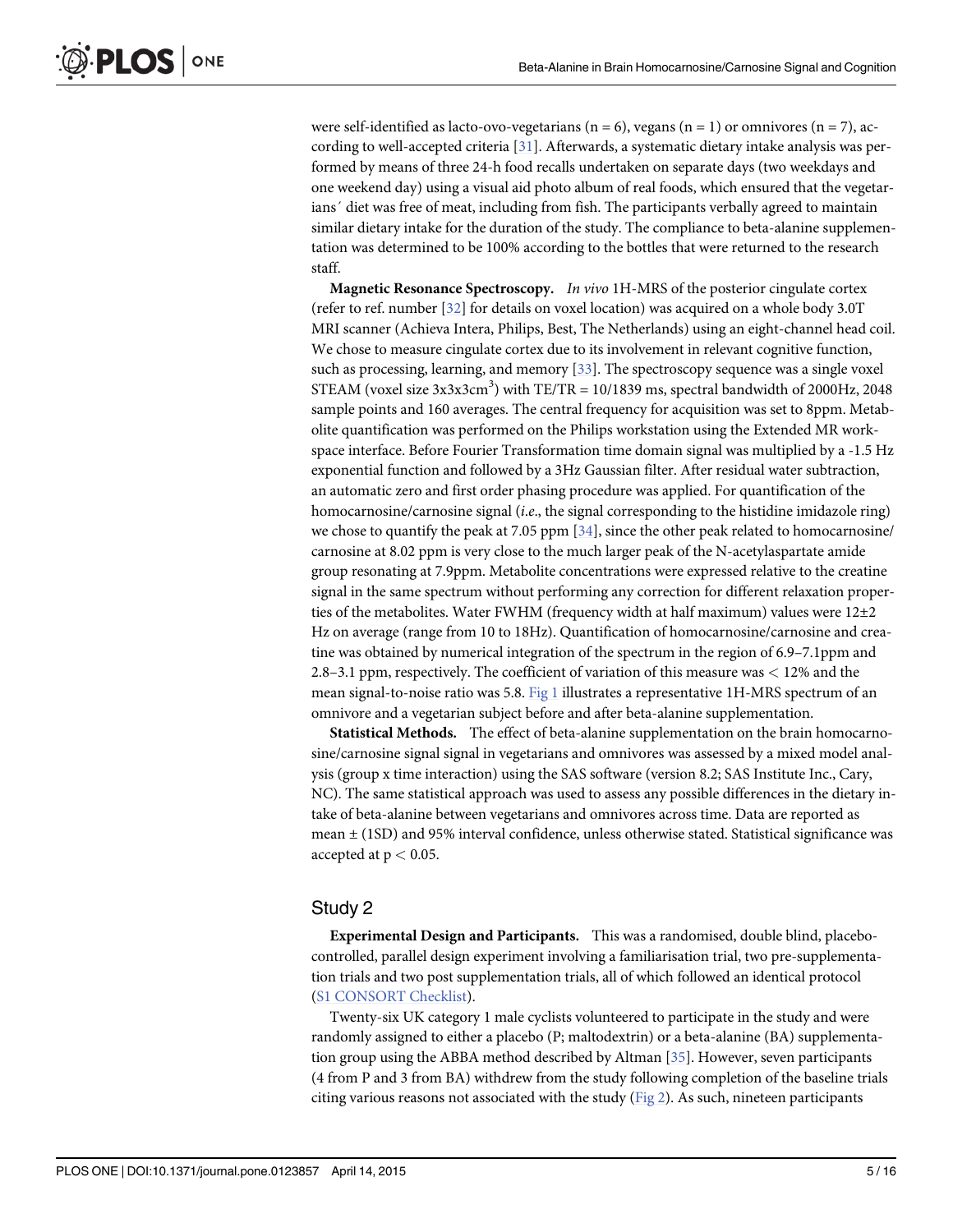were self-identified as lacto-ovo-vegetarians (n = 6), vegans (n = 1) or omnivores (n = 7), according to well-accepted criteria [31]. Afterwards, a systematic dietary intake analysis was performed by means of three 24-h food recalls undertaken on separate days (two weekdays and one weekend day) using a visual aid photo album of real foods, which ensured that the vegetarians´ diet was free of meat, including from fish. The participants verbally agreed to maintain similar dietary intake for the duration of the study. The compliance to beta-alanine supplementation was determined to be 100% according to the bottles that were returned to the research staff.

**Magnetic Resonance Spectroscopy.** *In vivo* 1H-MRS of the posterior cingulate cortex (refer to ref. number [32] for details on voxel location) was acquired on a whole body 3.0T MRI scanner (Achieva Intera, Philips, Best, The Netherlands) using an eight-channel head coil. We chose to measure cingulate cortex due to its involvement in relevant cognitive function, such as processing, learning, and memory [33]. The spectroscopy sequence was a single voxel STEAM (voxel size 3x3x3cm$^3$) with TE/TR = 10/1839 ms, spectral bandwidth of 2000Hz, 2048 sample points and 160 averages. The central frequency for acquisition was set to 8ppm. Metabolite quantification was performed on the Philips workstation using the Extended MR workspace interface. Before Fourier Transformation time domain signal was multiplied by a -1.5 Hz exponential function and followed by a 3Hz Gaussian filter. After residual water subtraction, an automatic zero and first order phasing procedure was applied. For quantification of the homocarnosine/carnosine signal (*i.e.*, the signal corresponding to the histidine imidazole ring) we chose to quantify the peak at 7.05 ppm [34], since the other peak related to homocarnosine/carnosine at 8.02 ppm is very close to the much larger peak of the N-acetylaspartate amide group resonating at 7.9ppm. Metabolite concentrations were expressed relative to the creatine signal in the same spectrum without performing any correction for different relaxation properties of the metabolites. Water FWHM (frequency width at half maximum) values were 12±2 Hz on average (range from 10 to 18Hz). Quantification of homocarnosine/carnosine and creatine was obtained by numerical integration of the spectrum in the region of 6.9–7.1ppm and 2.8–3.1 ppm, respectively. The coefficient of variation of this measure was $< 12\%$ and the mean signal-to-noise ratio was 5.8. Fig 1 illustrates a representative 1H-MRS spectrum of an omnivore and a vegetarian subject before and after beta-alanine supplementation.

**Statistical Methods.** The effect of beta-alanine supplementation on the brain homocarnosine/carnosine signal signal in vegetarians and omnivores was assessed by a mixed model analysis (group x time interaction) using the SAS software (version 8.2; SAS Institute Inc., Cary, NC). The same statistical approach was used to assess any possible differences in the dietary intake of beta-alanine between vegetarians and omnivores across time. Data are reported as mean ± (1SD) and 95% interval confidence, unless otherwise stated. Statistical significance was accepted at $p < 0.05$.

## Study 2

**Experimental Design and Participants.** This was a randomised, double blind, placebo-controlled, parallel design experiment involving a familiarisation trial, two pre-supplementation trials and two post supplementation trials, all of which followed an identical protocol (S1 CONSORT Checklist).

Twenty-six UK category 1 male cyclists volunteered to participate in the study and were randomly assigned to either a placebo (P; maltodextrin) or a beta-alanine (BA) supplementation group using the ABBA method described by Altman [35]. However, seven participants (4 from P and 3 from BA) withdrew from the study following completion of the baseline trials citing various reasons not associated with the study (Fig 2). As such, nineteen participants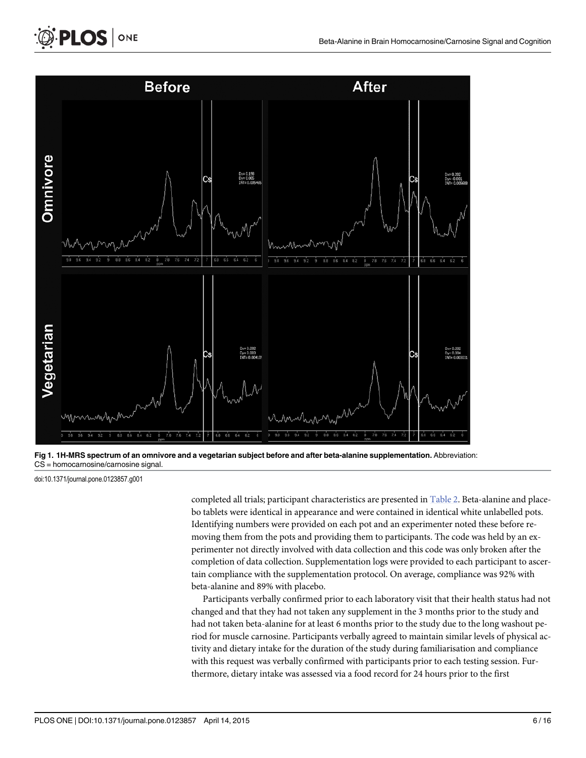**Fig 1. 1H-MRS spectrum of an omnivore and a vegetarian subject before and after beta-alanine supplementation.** Abbreviation: CS = homocarnosine/carnosine signal.

doi:10.1371/journal.pone.0123857.g001

completed all trials; participant characteristics are presented in Table 2. Beta-alanine and placebo tablets were identical in appearance and were contained in identical white unlabelled pots. Identifying numbers were provided on each pot and an experimenter noted these before removing them from the pots and providing them to participants. The code was held by an experimenter not directly involved with data collection and this code was only broken after the completion of data collection. Supplementation logs were provided to each participant to ascertain compliance with the supplementation protocol. On average, compliance was 92% with beta-alanine and 89% with placebo.

Participants verbally confirmed prior to each laboratory visit that their health status had not changed and that they had not taken any supplement in the 3 months prior to the study and had not taken beta-alanine for at least 6 months prior to the study due to the long washout period for muscle carnosine. Participants verbally agreed to maintain similar levels of physical activity and dietary intake for the duration of the study during familiarisation and compliance with this request was verbally confirmed with participants prior to each testing session. Furthermore, dietary intake was assessed via a food record for 24 hours prior to the first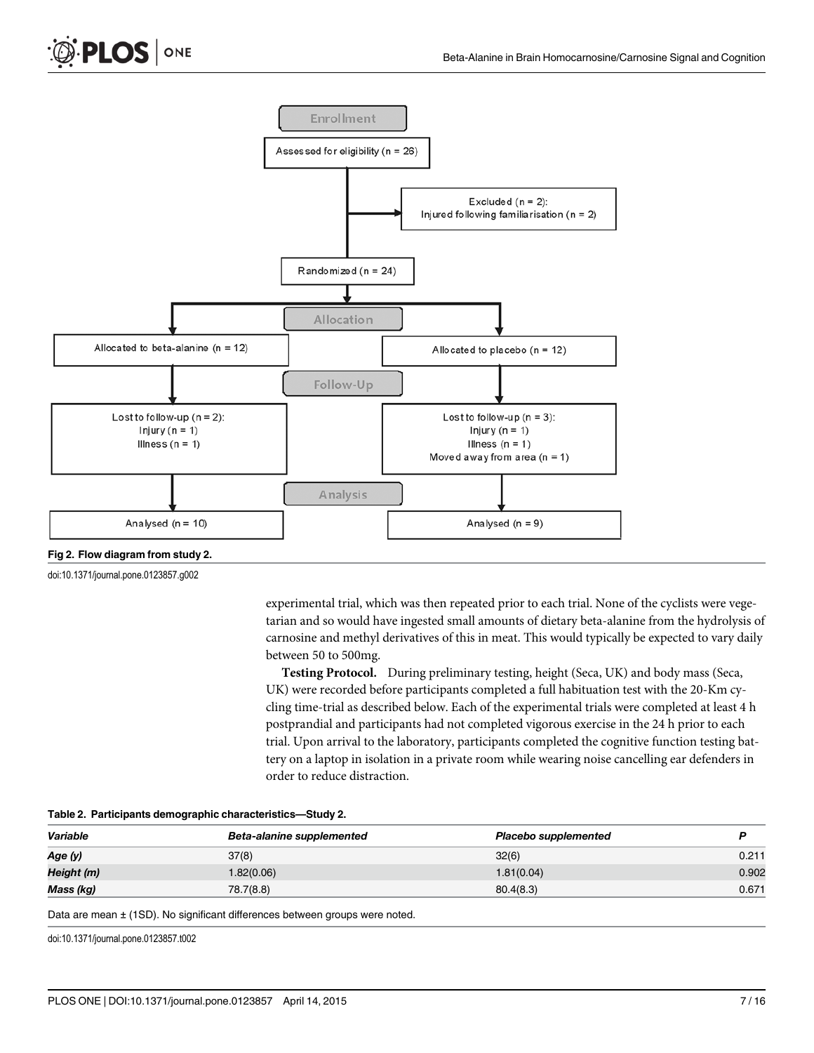Enrollment

Assessed for eligibility (n = 26)

Excluded (n = 2):
Injured following familiarisation (n = 2)

Randomized (n = 24)

Allocation

Allocated to beta-alanine (n = 12)

Allocated to placebo (n = 12)

Follow-Up

Lost to follow-up (n = 2):
Injury (n = 1)
Illness (n = 1)

Lost to follow-up (n = 3):
Injury (n = 1)
Illness (n = 1)
Moved away from area (n = 1)

Analysis

Analysed (n = 10)

Analysed (n = 9)

**Fig 2. Flow diagram from study 2.**

doi:10.1371/journal.pone.0123857.g002

experimental trial, which was then repeated prior to each trial. None of the cyclists were vegetarian and so would have ingested small amounts of dietary beta-alanine from the hydrolysis of carnosine and methyl derivatives of this in meat. This would typically be expected to vary daily between 50 to 500mg.

**Testing Protocol.** During preliminary testing, height (Seca, UK) and body mass (Seca, UK) were recorded before participants completed a full habituation test with the 20-Km cycling time-trial as described below. Each of the experimental trials were completed at least 4 h postprandial and participants had not completed vigorous exercise in the 24 h prior to each trial. Upon arrival to the laboratory, participants completed the cognitive function testing battery on a laptop in isolation in a private room while wearing noise cancelling ear defenders in order to reduce distraction.

**Table 2. Participants demographic characteristics—Study 2.**

| *Variable* | *Beta-alanine supplemented* | *Placebo supplemented* | *P* |
|---|---|---|---|
| *Age (y)* | 37(8) | 32(6) | 0.211 |
| *Height (m)* | 1.82(0.06) | 1.81(0.04) | 0.902 |
| *Mass (kg)* | 78.7(8.8) | 80.4(8.3) | 0.671 |

Data are mean ± (1SD). No significant differences between groups were noted.

doi:10.1371/journal.pone.0123857.t002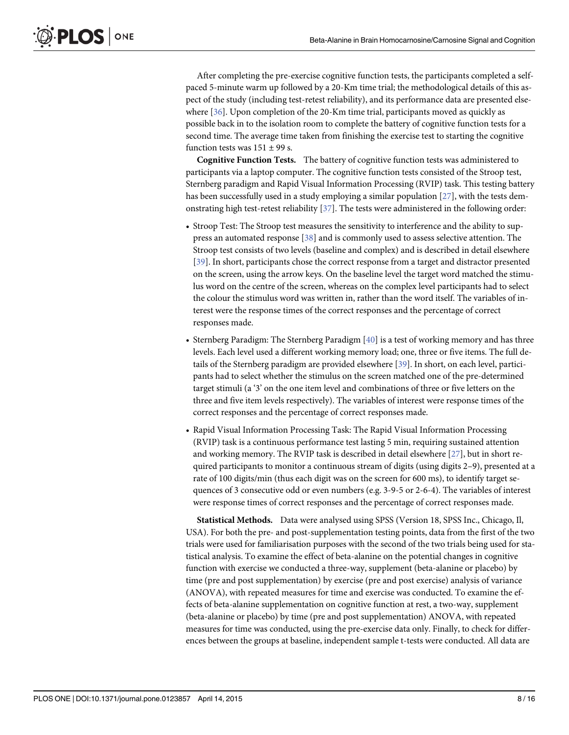After completing the pre-exercise cognitive function tests, the participants completed a self-paced 5-minute warm up followed by a 20-Km time trial; the methodological details of this aspect of the study (including test-retest reliability), and its performance data are presented elsewhere [36]. Upon completion of the 20-Km time trial, participants moved as quickly as possible back in to the isolation room to complete the battery of cognitive function tests for a second time. The average time taken from finishing the exercise test to starting the cognitive function tests was 151 ± 99 s.

**Cognitive Function Tests.** The battery of cognitive function tests was administered to participants via a laptop computer. The cognitive function tests consisted of the Stroop test, Sternberg paradigm and Rapid Visual Information Processing (RVIP) task. This testing battery has been successfully used in a study employing a similar population [27], with the tests demonstrating high test-retest reliability [37]. The tests were administered in the following order:

- Stroop Test: The Stroop test measures the sensitivity to interference and the ability to suppress an automated response [38] and is commonly used to assess selective attention. The Stroop test consists of two levels (baseline and complex) and is described in detail elsewhere [39]. In short, participants chose the correct response from a target and distractor presented on the screen, using the arrow keys. On the baseline level the target word matched the stimulus word on the centre of the screen, whereas on the complex level participants had to select the colour the stimulus word was written in, rather than the word itself. The variables of interest were the response times of the correct responses and the percentage of correct responses made.
- Sternberg Paradigm: The Sternberg Paradigm [40] is a test of working memory and has three levels. Each level used a different working memory load; one, three or five items. The full details of the Sternberg paradigm are provided elsewhere [39]. In short, on each level, participants had to select whether the stimulus on the screen matched one of the pre-determined target stimuli (a '3' on the one item level and combinations of three or five letters on the three and five item levels respectively). The variables of interest were response times of the correct responses and the percentage of correct responses made.
- Rapid Visual Information Processing Task: The Rapid Visual Information Processing (RVIP) task is a continuous performance test lasting 5 min, requiring sustained attention and working memory. The RVIP task is described in detail elsewhere [27], but in short required participants to monitor a continuous stream of digits (using digits 2–9), presented at a rate of 100 digits/min (thus each digit was on the screen for 600 ms), to identify target sequences of 3 consecutive odd or even numbers (e.g. 3-9-5 or 2-6-4). The variables of interest were response times of correct responses and the percentage of correct responses made.

**Statistical Methods.** Data were analysed using SPSS (Version 18, SPSS Inc., Chicago, Il, USA). For both the pre- and post-supplementation testing points, data from the first of the two trials were used for familiarisation purposes with the second of the two trials being used for statistical analysis. To examine the effect of beta-alanine on the potential changes in cognitive function with exercise we conducted a three-way, supplement (beta-alanine or placebo) by time (pre and post supplementation) by exercise (pre and post exercise) analysis of variance (ANOVA), with repeated measures for time and exercise was conducted. To examine the effects of beta-alanine supplementation on cognitive function at rest, a two-way, supplement (beta-alanine or placebo) by time (pre and post supplementation) ANOVA, with repeated measures for time was conducted, using the pre-exercise data only. Finally, to check for differences between the groups at baseline, independent sample t-tests were conducted. All data are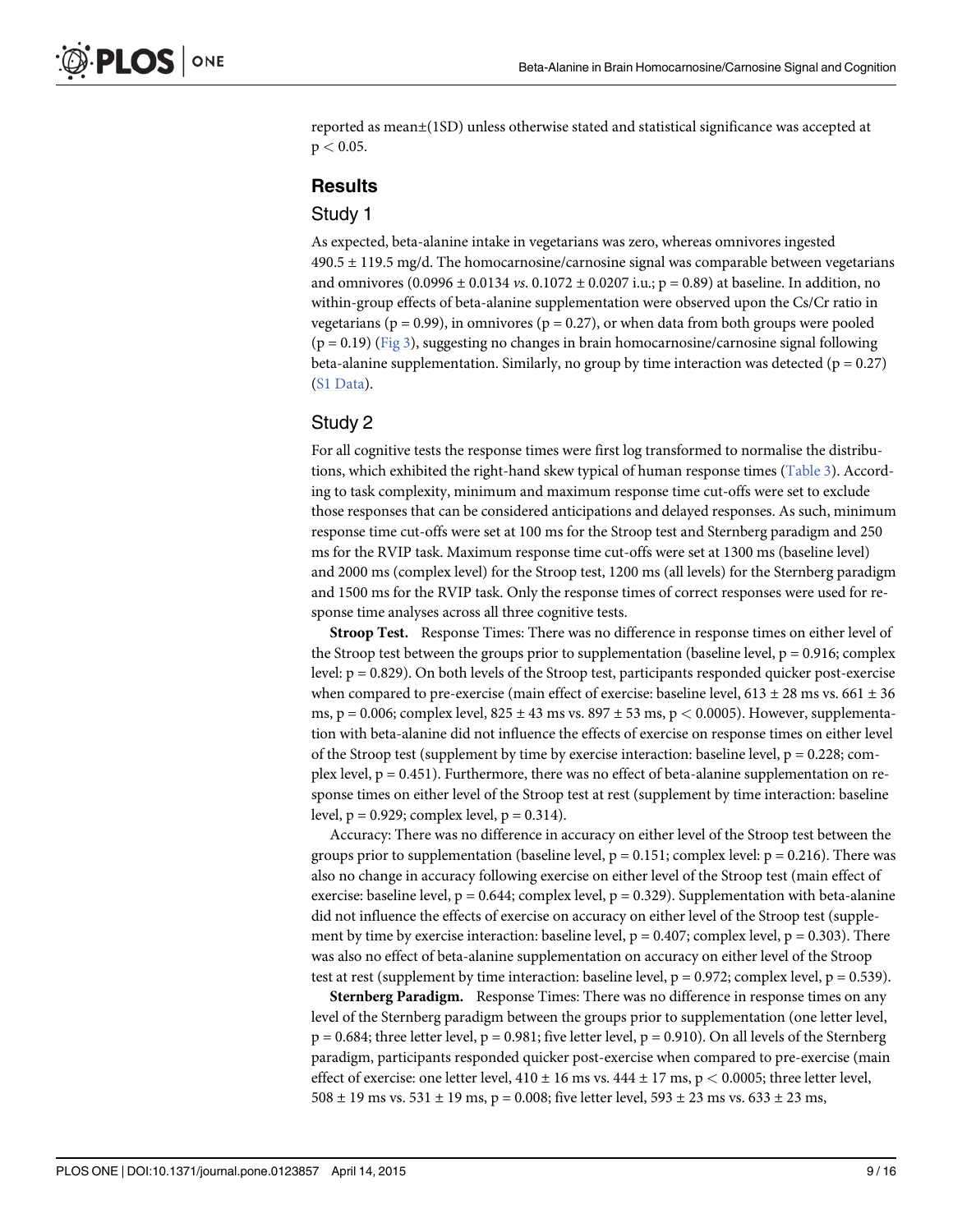reported as mean±(1SD) unless otherwise stated and statistical significance was accepted at $p < 0.05$.

## Results

### Study 1

As expected, beta-alanine intake in vegetarians was zero, whereas omnivores ingested 490.5 ± 119.5 mg/d. The homocarnosine/carnosine signal was comparable between vegetarians and omnivores (0.0996 ± 0.0134 *vs*. 0.1072 ± 0.0207 i.u.; $p = 0.89$) at baseline. In addition, no within-group effects of beta-alanine supplementation were observed upon the Cs/Cr ratio in vegetarians ($p = 0.99$), in omnivores ($p = 0.27$), or when data from both groups were pooled ($p = 0.19$) (Fig 3), suggesting no changes in brain homocarnosine/carnosine signal following beta-alanine supplementation. Similarly, no group by time interaction was detected ($p = 0.27$) (S1 Data).

### Study 2

For all cognitive tests the response times were first log transformed to normalise the distributions, which exhibited the right-hand skew typical of human response times (Table 3). According to task complexity, minimum and maximum response time cut-offs were set to exclude those responses that can be considered anticipations and delayed responses. As such, minimum response time cut-offs were set at 100 ms for the Stroop test and Sternberg paradigm and 250 ms for the RVIP task. Maximum response time cut-offs were set at 1300 ms (baseline level) and 2000 ms (complex level) for the Stroop test, 1200 ms (all levels) for the Sternberg paradigm and 1500 ms for the RVIP task. Only the response times of correct responses were used for response time analyses across all three cognitive tests.

**Stroop Test.** Response Times: There was no difference in response times on either level of the Stroop test between the groups prior to supplementation (baseline level, $p = 0.916$; complex level: $p = 0.829$). On both levels of the Stroop test, participants responded quicker post-exercise when compared to pre-exercise (main effect of exercise: baseline level, 613 ± 28 ms vs. 661 ± 36 ms, $p = 0.006$; complex level, 825 ± 43 ms vs. 897 ± 53 ms, $p < 0.0005$). However, supplementation with beta-alanine did not influence the effects of exercise on response times on either level of the Stroop test (supplement by time by exercise interaction: baseline level, $p = 0.228$; complex level, $p = 0.451$). Furthermore, there was no effect of beta-alanine supplementation on response times on either level of the Stroop test at rest (supplement by time interaction: baseline level, $p = 0.929$; complex level, $p = 0.314$).

Accuracy: There was no difference in accuracy on either level of the Stroop test between the groups prior to supplementation (baseline level, $p = 0.151$; complex level: $p = 0.216$). There was also no change in accuracy following exercise on either level of the Stroop test (main effect of exercise: baseline level, $p = 0.644$; complex level, $p = 0.329$). Supplementation with beta-alanine did not influence the effects of exercise on accuracy on either level of the Stroop test (supplement by time by exercise interaction: baseline level, $p = 0.407$; complex level, $p = 0.303$). There was also no effect of beta-alanine supplementation on accuracy on either level of the Stroop test at rest (supplement by time interaction: baseline level, $p = 0.972$; complex level, $p = 0.539$).

**Sternberg Paradigm.** Response Times: There was no difference in response times on any level of the Sternberg paradigm between the groups prior to supplementation (one letter level, $p = 0.684$; three letter level, $p = 0.981$; five letter level, $p = 0.910$). On all levels of the Sternberg paradigm, participants responded quicker post-exercise when compared to pre-exercise (main effect of exercise: one letter level, 410 ± 16 ms vs. 444 ± 17 ms, $p < 0.0005$; three letter level, 508 ± 19 ms vs. 531 ± 19 ms, $p = 0.008$; five letter level, 593 ± 23 ms vs. 633 ± 23 ms,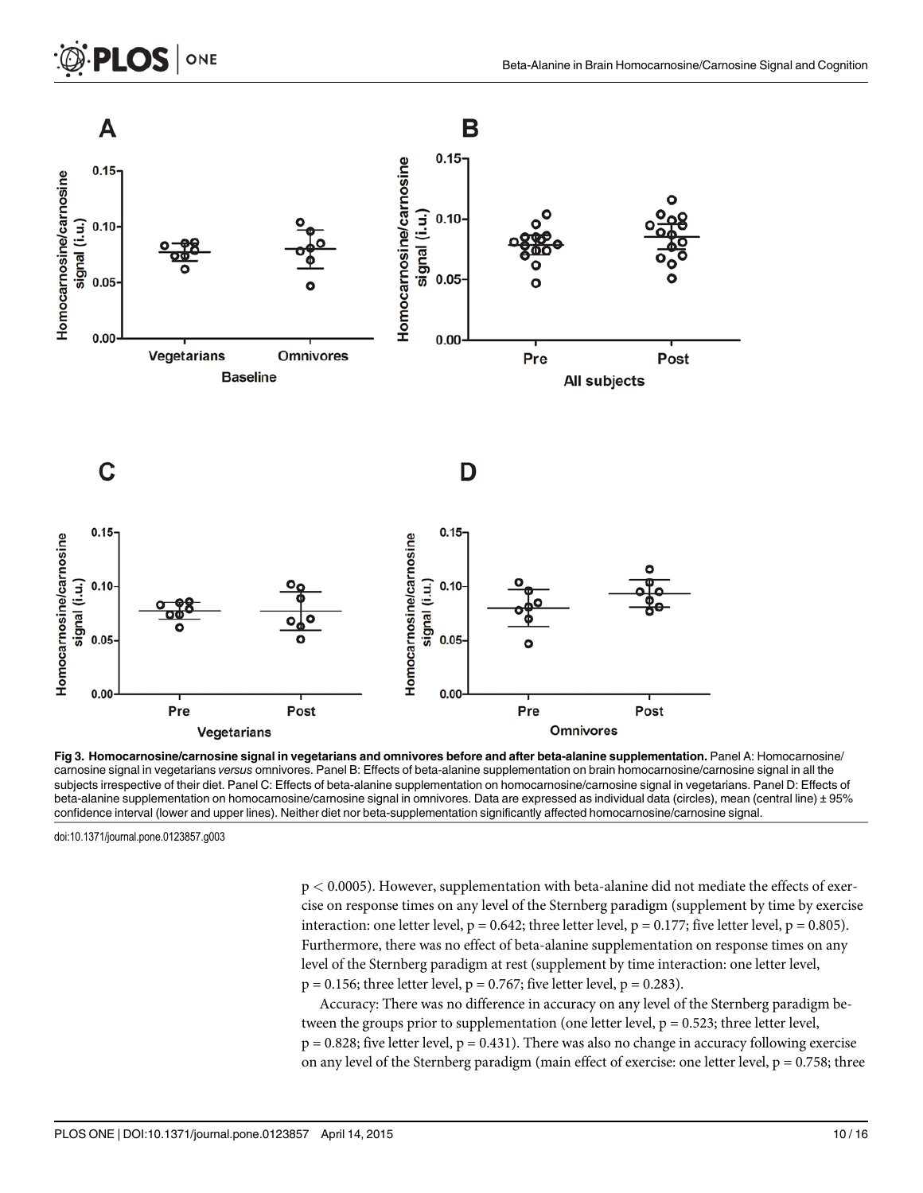**Fig 3. Homocarnosine/carnosine signal in vegetarians and omnivores before and after beta-alanine supplementation.** Panel A: Homocarnosine/carnosine signal in vegetarians *versus* omnivores. Panel B: Effects of beta-alanine supplementation on brain homocarnosine/carnosine signal in all the subjects irrespective of their diet. Panel C: Effects of beta-alanine supplementation on homocarnosine/carnosine signal in vegetarians. Panel D: Effects of beta-alanine supplementation on homocarnosine/carnosine signal in omnivores. Data are expressed as individual data (circles), mean (central line) ± 95% confidence interval (lower and upper lines). Neither diet nor beta-supplementation significantly affected homocarnosine/carnosine signal.

doi:10.1371/journal.pone.0123857.g003

$p < 0.0005$). However, supplementation with beta-alanine did not mediate the effects of exercise on response times on any level of the Sternberg paradigm (supplement by time by exercise interaction: one letter level, $p = 0.642$; three letter level, $p = 0.177$; five letter level, $p = 0.805$). Furthermore, there was no effect of beta-alanine supplementation on response times on any level of the Sternberg paradigm at rest (supplement by time interaction: one letter level, $p = 0.156$; three letter level, $p = 0.767$; five letter level, $p = 0.283$).

Accuracy: There was no difference in accuracy on any level of the Sternberg paradigm between the groups prior to supplementation (one letter level, $p = 0.523$; three letter level, $p = 0.828$; five letter level, $p = 0.431$). There was also no change in accuracy following exercise on any level of the Sternberg paradigm (main effect of exercise: one letter level, $p = 0.758$; three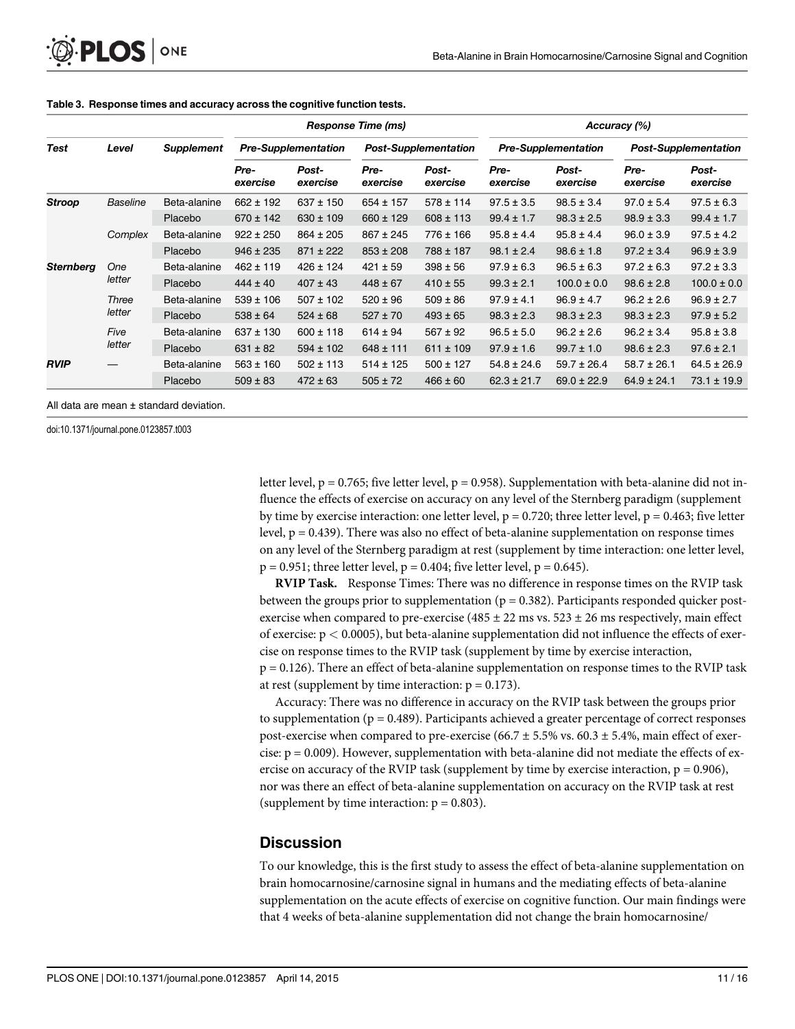**Table 3. Response times and accuracy across the cognitive function tests.**

| Test | Level | Supplement | Response Time (ms) | | | | Accuracy (%) | | | |
|---|---|---|---|---|---|---|---|---|---|---|
| | | | Pre-Supplementation | | Post-Supplementation | | Pre-Supplementation | | Post-Supplementation | |
| | | | Pre-exercise | Post-exercise | Pre-exercise | Post-exercise | Pre-exercise | Post-exercise | Pre-exercise | Post-exercise |
| **Stroop** | *Baseline* | Beta-alanine | 662 ± 192 | 637 ± 150 | 654 ± 157 | 578 ± 114 | 97.5 ± 3.5 | 98.5 ± 3.4 | 97.0 ± 5.4 | 97.5 ± 6.3 |
| | | Placebo | 670 ± 142 | 630 ± 109 | 660 ± 129 | 608 ± 113 | 99.4 ± 1.7 | 98.3 ± 2.5 | 98.9 ± 3.3 | 99.4 ± 1.7 |
| | *Complex* | Beta-alanine | 922 ± 250 | 864 ± 205 | 867 ± 245 | 776 ± 166 | 95.8 ± 4.4 | 95.8 ± 4.4 | 96.0 ± 3.9 | 97.5 ± 4.2 |
| | | Placebo | 946 ± 235 | 871 ± 222 | 853 ± 208 | 788 ± 187 | 98.1 ± 2.4 | 98.6 ± 1.8 | 97.2 ± 3.4 | 96.9 ± 3.9 |
| **Sternberg** | *One letter* | Beta-alanine | 462 ± 119 | 426 ± 124 | 421 ± 59 | 398 ± 56 | 97.9 ± 6.3 | 96.5 ± 6.3 | 97.2 ± 6.3 | 97.2 ± 3.3 |
| | | Placebo | 444 ± 40 | 407 ± 43 | 448 ± 67 | 410 ± 55 | 99.3 ± 2.1 | 100.0 ± 0.0 | 98.6 ± 2.8 | 100.0 ± 0.0 |
| | *Three letter* | Beta-alanine | 539 ± 106 | 507 ± 102 | 520 ± 96 | 509 ± 86 | 97.9 ± 4.1 | 96.9 ± 4.7 | 96.2 ± 2.6 | 96.9 ± 2.7 |
| | | Placebo | 538 ± 64 | 524 ± 68 | 527 ± 70 | 493 ± 65 | 98.3 ± 2.3 | 98.3 ± 2.3 | 98.3 ± 2.3 | 97.9 ± 5.2 |
| | *Five letter* | Beta-alanine | 637 ± 130 | 600 ± 118 | 614 ± 94 | 567 ± 92 | 96.5 ± 5.0 | 96.2 ± 2.6 | 96.2 ± 3.4 | 95.8 ± 3.8 |
| | | Placebo | 631 ± 82 | 594 ± 102 | 648 ± 111 | 611 ± 109 | 97.9 ± 1.6 | 99.7 ± 1.0 | 98.6 ± 2.3 | 97.6 ± 2.1 |
| **RVIP** | — | Beta-alanine | 563 ± 160 | 502 ± 113 | 514 ± 125 | 500 ± 127 | 54.8 ± 24.6 | 59.7 ± 26.4 | 58.7 ± 26.1 | 64.5 ± 26.9 |
| | | Placebo | 509 ± 83 | 472 ± 63 | 505 ± 72 | 466 ± 60 | 62.3 ± 21.7 | 69.0 ± 22.9 | 64.9 ± 24.1 | 73.1 ± 19.9 |

All data are mean ± standard deviation.

doi:10.1371/journal.pone.0123857.t003

letter level, $p = 0.765$; five letter level, $p = 0.958$). Supplementation with beta-alanine did not influence the effects of exercise on accuracy on any level of the Sternberg paradigm (supplement by time by exercise interaction: one letter level, $p = 0.720$; three letter level, $p = 0.463$; five letter level, $p = 0.439$). There was also no effect of beta-alanine supplementation on response times on any level of the Sternberg paradigm at rest (supplement by time interaction: one letter level, $p = 0.951$; three letter level, $p = 0.404$; five letter level, $p = 0.645$).

**RVIP Task.** Response Times: There was no difference in response times on the RVIP task between the groups prior to supplementation ($p = 0.382$). Participants responded quicker post-exercise when compared to pre-exercise (485 ± 22 ms vs. 523 ± 26 ms respectively, main effect of exercise: $p < 0.0005$), but beta-alanine supplementation did not influence the effects of exercise on response times to the RVIP task (supplement by time by exercise interaction, $p = 0.126$). There an effect of beta-alanine supplementation on response times to the RVIP task at rest (supplement by time interaction: $p = 0.173$).

Accuracy: There was no difference in accuracy on the RVIP task between the groups prior to supplementation ($p = 0.489$). Participants achieved a greater percentage of correct responses post-exercise when compared to pre-exercise (66.7 ± 5.5% vs. 60.3 ± 5.4%, main effect of exercise: $p = 0.009$). However, supplementation with beta-alanine did not mediate the effects of exercise on accuracy of the RVIP task (supplement by time by exercise interaction, $p = 0.906$), nor was there an effect of beta-alanine supplementation on accuracy on the RVIP task at rest (supplement by time interaction: $p = 0.803$).

## Discussion

To our knowledge, this is the first study to assess the effect of beta-alanine supplementation on brain homocarnosine/carnosine signal in humans and the mediating effects of beta-alanine supplementation on the acute effects of exercise on cognitive function. Our main findings were that 4 weeks of beta-alanine supplementation did not change the brain homocarnosine/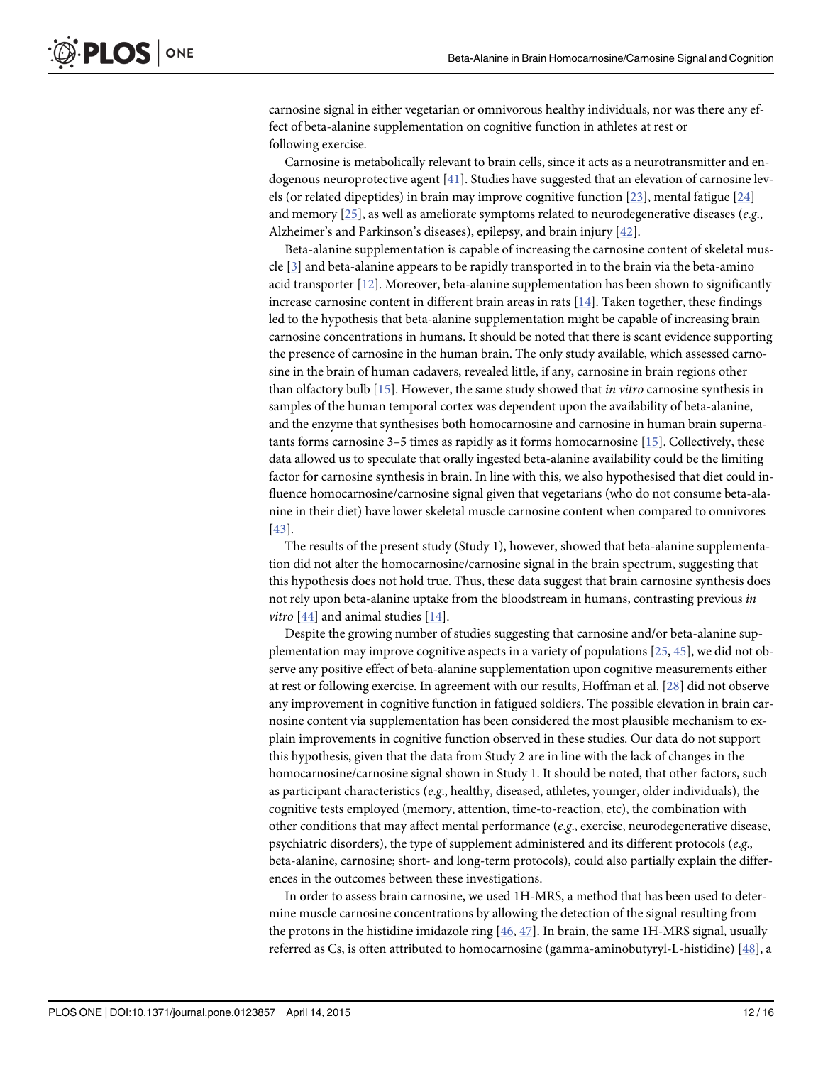carnosine signal in either vegetarian or omnivorous healthy individuals, nor was there any effect of beta-alanine supplementation on cognitive function in athletes at rest or following exercise.

Carnosine is metabolically relevant to brain cells, since it acts as a neurotransmitter and endogenous neuroprotective agent [41]. Studies have suggested that an elevation of carnosine levels (or related dipeptides) in brain may improve cognitive function [23], mental fatigue [24] and memory [25], as well as ameliorate symptoms related to neurodegenerative diseases (*e.g.*, Alzheimer's and Parkinson's diseases), epilepsy, and brain injury [42].

Beta-alanine supplementation is capable of increasing the carnosine content of skeletal muscle [3] and beta-alanine appears to be rapidly transported in to the brain via the beta-amino acid transporter [12]. Moreover, beta-alanine supplementation has been shown to significantly increase carnosine content in different brain areas in rats [14]. Taken together, these findings led to the hypothesis that beta-alanine supplementation might be capable of increasing brain carnosine concentrations in humans. It should be noted that there is scant evidence supporting the presence of carnosine in the human brain. The only study available, which assessed carnosine in the brain of human cadavers, revealed little, if any, carnosine in brain regions other than olfactory bulb [15]. However, the same study showed that *in vitro* carnosine synthesis in samples of the human temporal cortex was dependent upon the availability of beta-alanine, and the enzyme that synthesises both homocarnosine and carnosine in human brain supernatants forms carnosine 3–5 times as rapidly as it forms homocarnosine [15]. Collectively, these data allowed us to speculate that orally ingested beta-alanine availability could be the limiting factor for carnosine synthesis in brain. In line with this, we also hypothesised that diet could influence homocarnosine/carnosine signal given that vegetarians (who do not consume beta-alanine in their diet) have lower skeletal muscle carnosine content when compared to omnivores [43].

The results of the present study (Study 1), however, showed that beta-alanine supplementation did not alter the homocarnosine/carnosine signal in the brain spectrum, suggesting that this hypothesis does not hold true. Thus, these data suggest that brain carnosine synthesis does not rely upon beta-alanine uptake from the bloodstream in humans, contrasting previous *in vitro* [44] and animal studies [14].

Despite the growing number of studies suggesting that carnosine and/or beta-alanine supplementation may improve cognitive aspects in a variety of populations [25, 45], we did not observe any positive effect of beta-alanine supplementation upon cognitive measurements either at rest or following exercise. In agreement with our results, Hoffman et al. [28] did not observe any improvement in cognitive function in fatigued soldiers. The possible elevation in brain carnosine content via supplementation has been considered the most plausible mechanism to explain improvements in cognitive function observed in these studies. Our data do not support this hypothesis, given that the data from Study 2 are in line with the lack of changes in the homocarnosine/carnosine signal shown in Study 1. It should be noted, that other factors, such as participant characteristics (*e.g.*, healthy, diseased, athletes, younger, older individuals), the cognitive tests employed (memory, attention, time-to-reaction, etc), the combination with other conditions that may affect mental performance (*e.g.*, exercise, neurodegenerative disease, psychiatric disorders), the type of supplement administered and its different protocols (*e.g.*, beta-alanine, carnosine; short- and long-term protocols), could also partially explain the differences in the outcomes between these investigations.

In order to assess brain carnosine, we used 1H-MRS, a method that has been used to determine muscle carnosine concentrations by allowing the detection of the signal resulting from the protons in the histidine imidazole ring [46, 47]. In brain, the same 1H-MRS signal, usually referred as Cs, is often attributed to homocarnosine (gamma-aminobutyryl-L-histidine) [48], a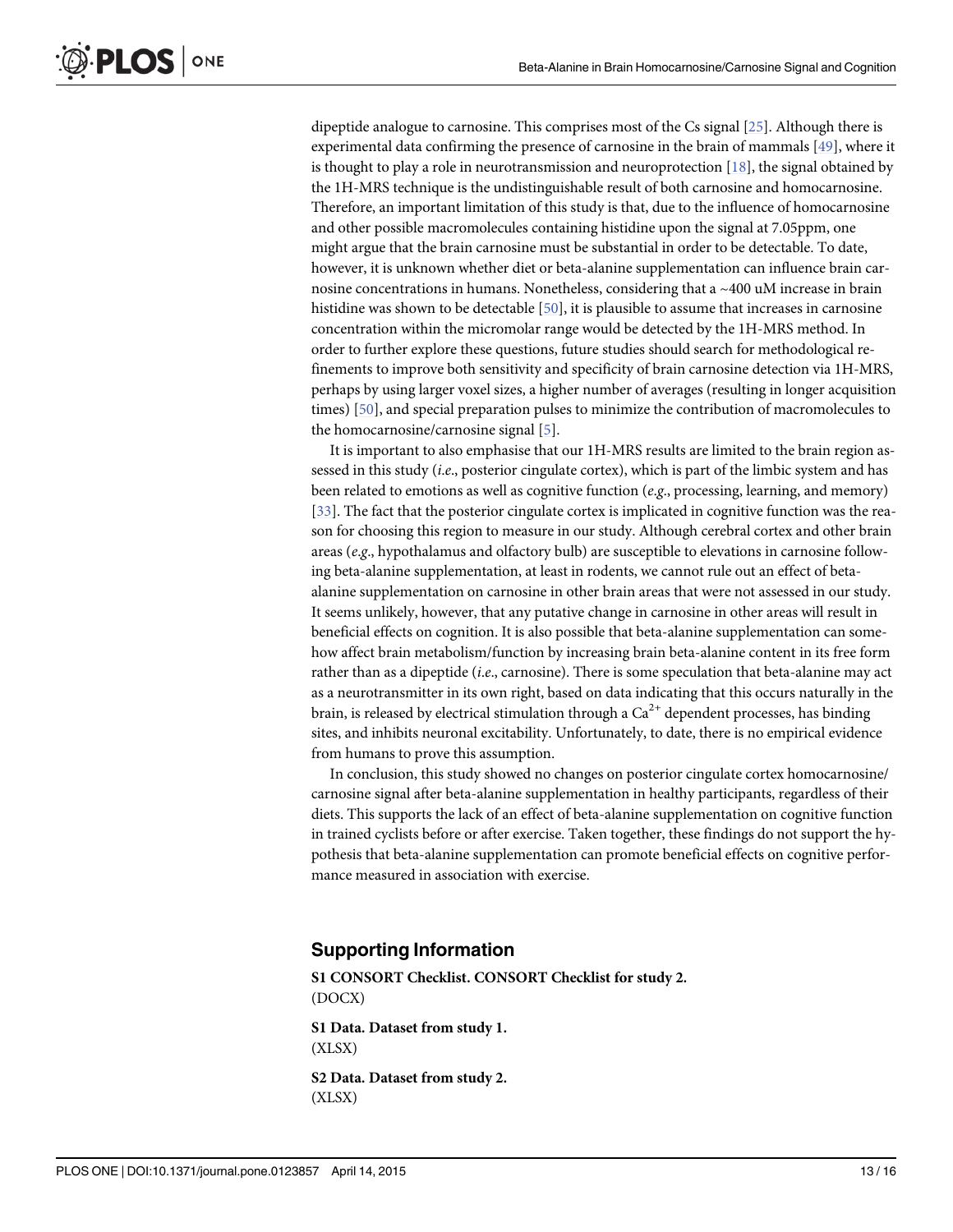dipeptide analogue to carnosine. This comprises most of the Cs signal [25]. Although there is experimental data confirming the presence of carnosine in the brain of mammals [49], where it is thought to play a role in neurotransmission and neuroprotection [18], the signal obtained by the 1H-MRS technique is the undistinguishable result of both carnosine and homocarnosine. Therefore, an important limitation of this study is that, due to the influence of homocarnosine and other possible macromolecules containing histidine upon the signal at 7.05ppm, one might argue that the brain carnosine must be substantial in order to be detectable. To date, however, it is unknown whether diet or beta-alanine supplementation can influence brain carnosine concentrations in humans. Nonetheless, considering that a ~400 uM increase in brain histidine was shown to be detectable [50], it is plausible to assume that increases in carnosine concentration within the micromolar range would be detected by the 1H-MRS method. In order to further explore these questions, future studies should search for methodological refinements to improve both sensitivity and specificity of brain carnosine detection via 1H-MRS, perhaps by using larger voxel sizes, a higher number of averages (resulting in longer acquisition times) [50], and special preparation pulses to minimize the contribution of macromolecules to the homocarnosine/carnosine signal [5].

It is important to also emphasise that our 1H-MRS results are limited to the brain region assessed in this study (*i.e.*, posterior cingulate cortex), which is part of the limbic system and has been related to emotions as well as cognitive function (*e.g.*, processing, learning, and memory) [33]. The fact that the posterior cingulate cortex is implicated in cognitive function was the reason for choosing this region to measure in our study. Although cerebral cortex and other brain areas (*e.g.*, hypothalamus and olfactory bulb) are susceptible to elevations in carnosine following beta-alanine supplementation, at least in rodents, we cannot rule out an effect of beta-alanine supplementation on carnosine in other brain areas that were not assessed in our study. It seems unlikely, however, that any putative change in carnosine in other areas will result in beneficial effects on cognition. It is also possible that beta-alanine supplementation can somehow affect brain metabolism/function by increasing brain beta-alanine content in its free form rather than as a dipeptide (*i.e.*, carnosine). There is some speculation that beta-alanine may act as a neurotransmitter in its own right, based on data indicating that this occurs naturally in the brain, is released by electrical stimulation through a $Ca^{2+}$ dependent processes, has binding sites, and inhibits neuronal excitability. Unfortunately, to date, there is no empirical evidence from humans to prove this assumption.

In conclusion, this study showed no changes on posterior cingulate cortex homocarnosine/carnosine signal after beta-alanine supplementation in healthy participants, regardless of their diets. This supports the lack of an effect of beta-alanine supplementation on cognitive function in trained cyclists before or after exercise. Taken together, these findings do not support the hypothesis that beta-alanine supplementation can promote beneficial effects on cognitive performance measured in association with exercise.

## Supporting Information

**S1 CONSORT Checklist. CONSORT Checklist for study 2.**
(DOCX)

**S1 Data. Dataset from study 1.**
(XLSX)

**S2 Data. Dataset from study 2.**
(XLSX)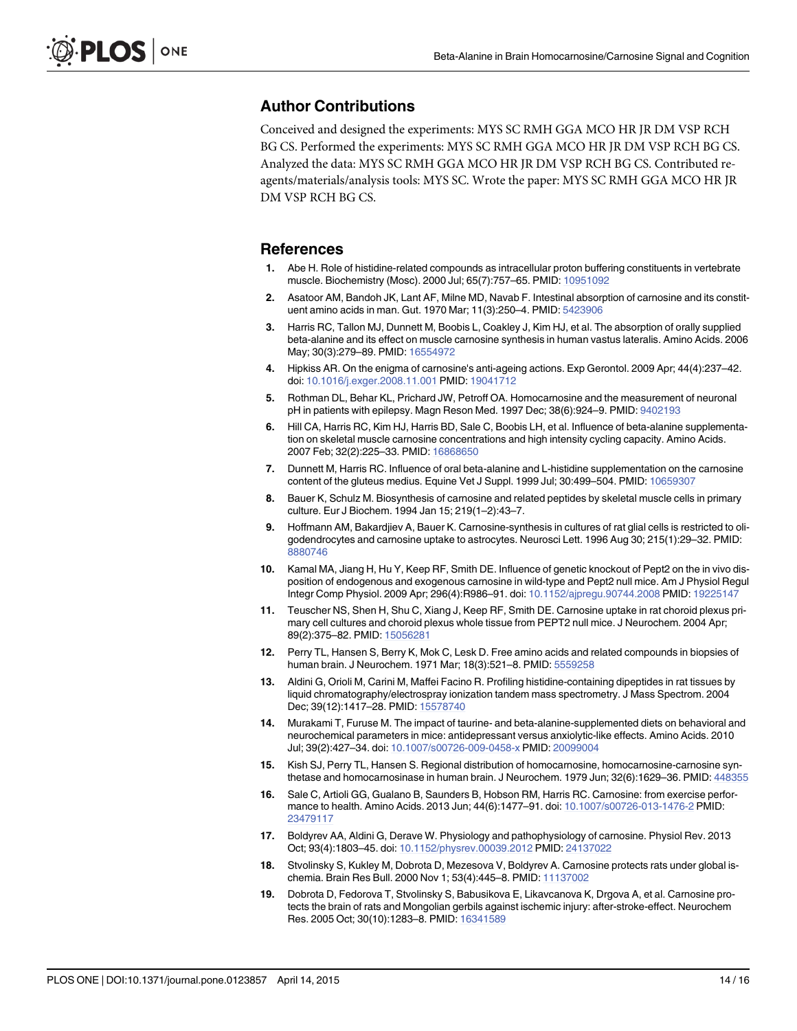## Author Contributions

Conceived and designed the experiments: MYS SC RMH GGA MCO HR JR DM VSP RCH BG CS. Performed the experiments: MYS SC RMH GGA MCO HR JR DM VSP RCH BG CS. Analyzed the data: MYS SC RMH GGA MCO HR JR DM VSP RCH BG CS. Contributed reagents/materials/analysis tools: MYS SC. Wrote the paper: MYS SC RMH GGA MCO HR JR DM VSP RCH BG CS.

## References

1. Abe H. Role of histidine-related compounds as intracellular proton buffering constituents in vertebrate muscle. Biochemistry (Mosc). 2000 Jul; 65(7):757–65. PMID: 10951092
2. Asatoor AM, Bandoh JK, Lant AF, Milne MD, Navab F. Intestinal absorption of carnosine and its constituent amino acids in man. Gut. 1970 Mar; 11(3):250–4. PMID: 5423906
3. Harris RC, Tallon MJ, Dunnett M, Boobis L, Coakley J, Kim HJ, et al. The absorption of orally supplied beta-alanine and its effect on muscle carnosine synthesis in human vastus lateralis. Amino Acids. 2006 May; 30(3):279–89. PMID: 16554972
4. Hipkiss AR. On the enigma of carnosine's anti-ageing actions. Exp Gerontol. 2009 Apr; 44(4):237–42. doi: 10.1016/j.exger.2008.11.001 PMID: 19041712
5. Rothman DL, Behar KL, Prichard JW, Petroff OA. Homocarnosine and the measurement of neuronal pH in patients with epilepsy. Magn Reson Med. 1997 Dec; 38(6):924–9. PMID: 9402193
6. Hill CA, Harris RC, Kim HJ, Harris BD, Sale C, Boobis LH, et al. Influence of beta-alanine supplementation on skeletal muscle carnosine concentrations and high intensity cycling capacity. Amino Acids. 2007 Feb; 32(2):225–33. PMID: 16868650
7. Dunnett M, Harris RC. Influence of oral beta-alanine and L-histidine supplementation on the carnosine content of the gluteus medius. Equine Vet J Suppl. 1999 Jul; 30:499–504. PMID: 10659307
8. Bauer K, Schulz M. Biosynthesis of carnosine and related peptides by skeletal muscle cells in primary culture. Eur J Biochem. 1994 Jan 15; 219(1–2):43–7.
9. Hoffmann AM, Bakardjiev A, Bauer K. Carnosine-synthesis in cultures of rat glial cells is restricted to oligodendrocytes and carnosine uptake to astrocytes. Neurosci Lett. 1996 Aug 30; 215(1):29–32. PMID: 8880746
10. Kamal MA, Jiang H, Hu Y, Keep RF, Smith DE. Influence of genetic knockout of Pept2 on the in vivo disposition of endogenous and exogenous carnosine in wild-type and Pept2 null mice. Am J Physiol Regul Integr Comp Physiol. 2009 Apr; 296(4):R986–91. doi: 10.1152/ajpregu.90744.2008 PMID: 19225147
11. Teuscher NS, Shen H, Shu C, Xiang J, Keep RF, Smith DE. Carnosine uptake in rat choroid plexus primary cell cultures and choroid plexus whole tissue from PEPT2 null mice. J Neurochem. 2004 Apr; 89(2):375–82. PMID: 15056281
12. Perry TL, Hansen S, Berry K, Mok C, Lesk D. Free amino acids and related compounds in biopsies of human brain. J Neurochem. 1971 Mar; 18(3):521–8. PMID: 5559258
13. Aldini G, Orioli M, Carini M, Maffei Facino R. Profiling histidine-containing dipeptides in rat tissues by liquid chromatography/electrospray ionization tandem mass spectrometry. J Mass Spectrom. 2004 Dec; 39(12):1417–28. PMID: 15578740
14. Murakami T, Furuse M. The impact of taurine- and beta-alanine-supplemented diets on behavioral and neurochemical parameters in mice: antidepressant versus anxiolytic-like effects. Amino Acids. 2010 Jul; 39(2):427–34. doi: 10.1007/s00726-009-0458-x PMID: 20099004
15. Kish SJ, Perry TL, Hansen S. Regional distribution of homocarnosine, homocarnosine-carnosine synthetase and homocarnosinase in human brain. J Neurochem. 1979 Jun; 32(6):1629–36. PMID: 448355
16. Sale C, Artioli GG, Gualano B, Saunders B, Hobson RM, Harris RC. Carnosine: from exercise performance to health. Amino Acids. 2013 Jun; 44(6):1477–91. doi: 10.1007/s00726-013-1476-2 PMID: 23479117
17. Boldyrev AA, Aldini G, Derave W. Physiology and pathophysiology of carnosine. Physiol Rev. 2013 Oct; 93(4):1803–45. doi: 10.1152/physrev.00039.2012 PMID: 24137022
18. Stvolinsky S, Kukley M, Dobrota D, Mezesova V, Boldyrev A. Carnosine protects rats under global ischemia. Brain Res Bull. 2000 Nov 1; 53(4):445–8. PMID: 11137002
19. Dobrota D, Fedorova T, Stvolinsky S, Babusikova E, Likavcanova K, Drgova A, et al. Carnosine protects the brain of rats and Mongolian gerbils against ischemic injury: after-stroke-effect. Neurochem Res. 2005 Oct; 30(10):1283–8. PMID: 16341589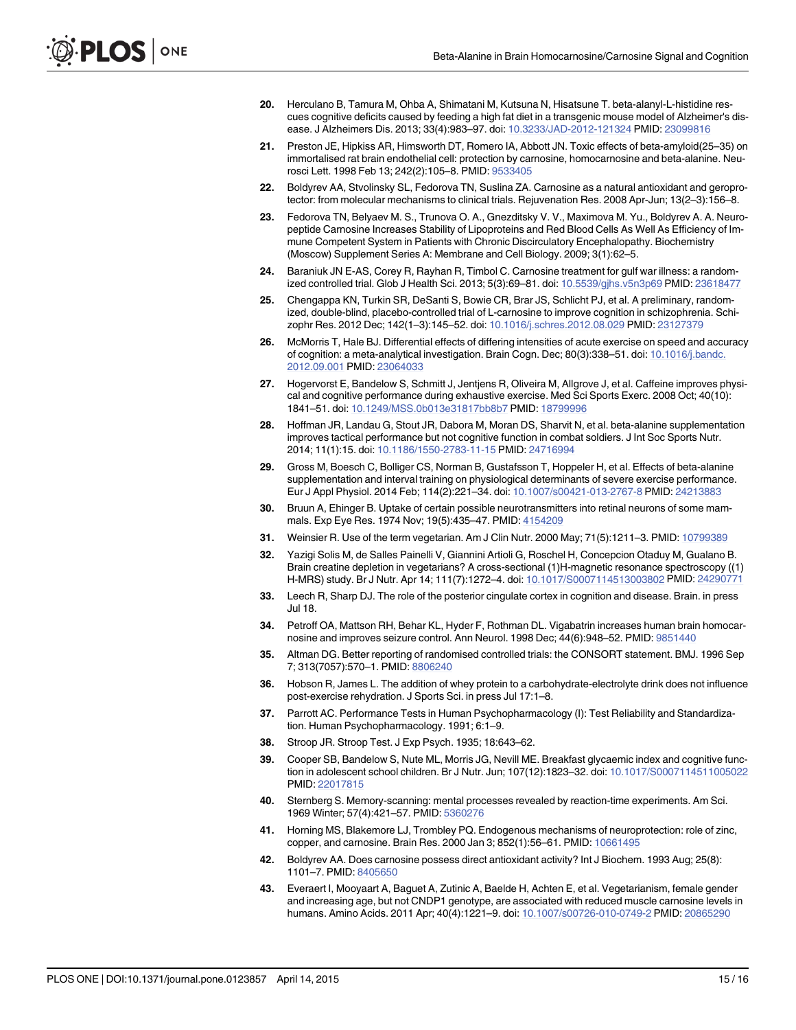20. Herculano B, Tamura M, Ohba A, Shimatani M, Kutsuna N, Hisatsune T. beta-alanyl-L-histidine rescues cognitive deficits caused by feeding a high fat diet in a transgenic mouse model of Alzheimer's disease. J Alzheimers Dis. 2013; 33(4):983–97. doi: 10.3233/JAD-2012-121324 PMID: 23099816

21. Preston JE, Hipkiss AR, Himsworth DT, Romero IA, Abbott JN. Toxic effects of beta-amyloid(25–35) on immortalised rat brain endothelial cell: protection by carnosine, homocarnosine and beta-alanine. Neurosci Lett. 1998 Feb 13; 242(2):105–8. PMID: 9533405

22. Boldyrev AA, Stvolinsky SL, Fedorova TN, Suslina ZA. Carnosine as a natural antioxidant and geroprotector: from molecular mechanisms to clinical trials. Rejuvenation Res. 2008 Apr-Jun; 13(2–3):156–8.

23. Fedorova TN, Belyaev M. S., Trunova O. A., Gnezditsky V. V., Maximova M. Yu., Boldyrev A. A. Neuropeptide Carnosine Increases Stability of Lipoproteins and Red Blood Cells As Well As Efficiency of Immune Competent System in Patients with Chronic Discirculatory Encephalopathy. Biochemistry (Moscow) Supplement Series A: Membrane and Cell Biology. 2009; 3(1):62–5.

24. Baraniuk JN E-AS, Corey R, Rayhan R, Timbol C. Carnosine treatment for gulf war illness: a randomized controlled trial. Glob J Health Sci. 2013; 5(3):69–81. doi: 10.5539/gjhs.v5n3p69 PMID: 23618477

25. Chengappa KN, Turkin SR, DeSanti S, Bowie CR, Brar JS, Schlicht PJ, et al. A preliminary, randomized, double-blind, placebo-controlled trial of L-carnosine to improve cognition in schizophrenia. Schizophr Res. 2012 Dec; 142(1–3):145–52. doi: 10.1016/j.schres.2012.08.029 PMID: 23127379

26. McMorris T, Hale BJ. Differential effects of differing intensities of acute exercise on speed and accuracy of cognition: a meta-analytical investigation. Brain Cogn. Dec; 80(3):338–51. doi: 10.1016/j.bandc.2012.09.001 PMID: 23064033

27. Hogervorst E, Bandelow S, Schmitt J, Jentjens R, Oliveira M, Allgrove J, et al. Caffeine improves physical and cognitive performance during exhaustive exercise. Med Sci Sports Exerc. 2008 Oct; 40(10):1841–51. doi: 10.1249/MSS.0b013e31817bb8b7 PMID: 18799996

28. Hoffman JR, Landau G, Stout JR, Dabora M, Moran DS, Sharvit N, et al. beta-alanine supplementation improves tactical performance but not cognitive function in combat soldiers. J Int Soc Sports Nutr. 2014; 11(1):15. doi: 10.1186/1550-2783-11-15 PMID: 24716994

29. Gross M, Boesch C, Bolliger CS, Norman B, Gustafsson T, Hoppeler H, et al. Effects of beta-alanine supplementation and interval training on physiological determinants of severe exercise performance. Eur J Appl Physiol. 2014 Feb; 114(2):221–34. doi: 10.1007/s00421-013-2767-8 PMID: 24213883

30. Bruun A, Ehinger B. Uptake of certain possible neurotransmitters into retinal neurons of some mammals. Exp Eye Res. 1974 Nov; 19(5):435–47. PMID: 4154209

31. Weinsier R. Use of the term vegetarian. Am J Clin Nutr. 2000 May; 71(5):1211–3. PMID: 10799389

32. Yazigi Solis M, de Salles Painelli V, Giannini Artioli G, Roschel H, Concepcion Otaduy M, Gualano B. Brain creatine depletion in vegetarians? A cross-sectional (1)H-magnetic resonance spectroscopy ((1)H-MRS) study. Br J Nutr. Apr 14; 111(7):1272–4. doi: 10.1017/S0007114513003802 PMID: 24290771

33. Leech R, Sharp DJ. The role of the posterior cingulate cortex in cognition and disease. Brain. in press Jul 18.

34. Petroff OA, Mattson RH, Behar KL, Hyder F, Rothman DL. Vigabatrin increases human brain homocarnosine and improves seizure control. Ann Neurol. 1998 Dec; 44(6):948–52. PMID: 9851440

35. Altman DG. Better reporting of randomised controlled trials: the CONSORT statement. BMJ. 1996 Sep 7; 313(7057):570–1. PMID: 8806240

36. Hobson R, James L. The addition of whey protein to a carbohydrate-electrolyte drink does not influence post-exercise rehydration. J Sports Sci. in press Jul 17:1–8.

37. Parrott AC. Performance Tests in Human Psychopharmacology (I): Test Reliability and Standardization. Human Psychopharmacology. 1991; 6:1–9.

38. Stroop JR. Stroop Test. J Exp Psych. 1935; 18:643–62.

39. Cooper SB, Bandelow S, Nute ML, Morris JG, Nevill ME. Breakfast glycaemic index and cognitive function in adolescent school children. Br J Nutr. Jun; 107(12):1823–32. doi: 10.1017/S0007114511005022 PMID: 22017815

40. Sternberg S. Memory-scanning: mental processes revealed by reaction-time experiments. Am Sci. 1969 Winter; 57(4):421–57. PMID: 5360276

41. Horning MS, Blakemore LJ, Trombley PQ. Endogenous mechanisms of neuroprotection: role of zinc, copper, and carnosine. Brain Res. 2000 Jan 3; 852(1):56–61. PMID: 10661495

42. Boldyrev AA. Does carnosine possess direct antioxidant activity? Int J Biochem. 1993 Aug; 25(8):1101–7. PMID: 8405650

43. Everaert I, Mooyaart A, Baguet A, Zutinic A, Baelde H, Achten E, et al. Vegetarianism, female gender and increasing age, but not CNDP1 genotype, are associated with reduced muscle carnosine levels in humans. Amino Acids. 2011 Apr; 40(4):1221–9. doi: 10.1007/s00726-010-0749-2 PMID: 20865290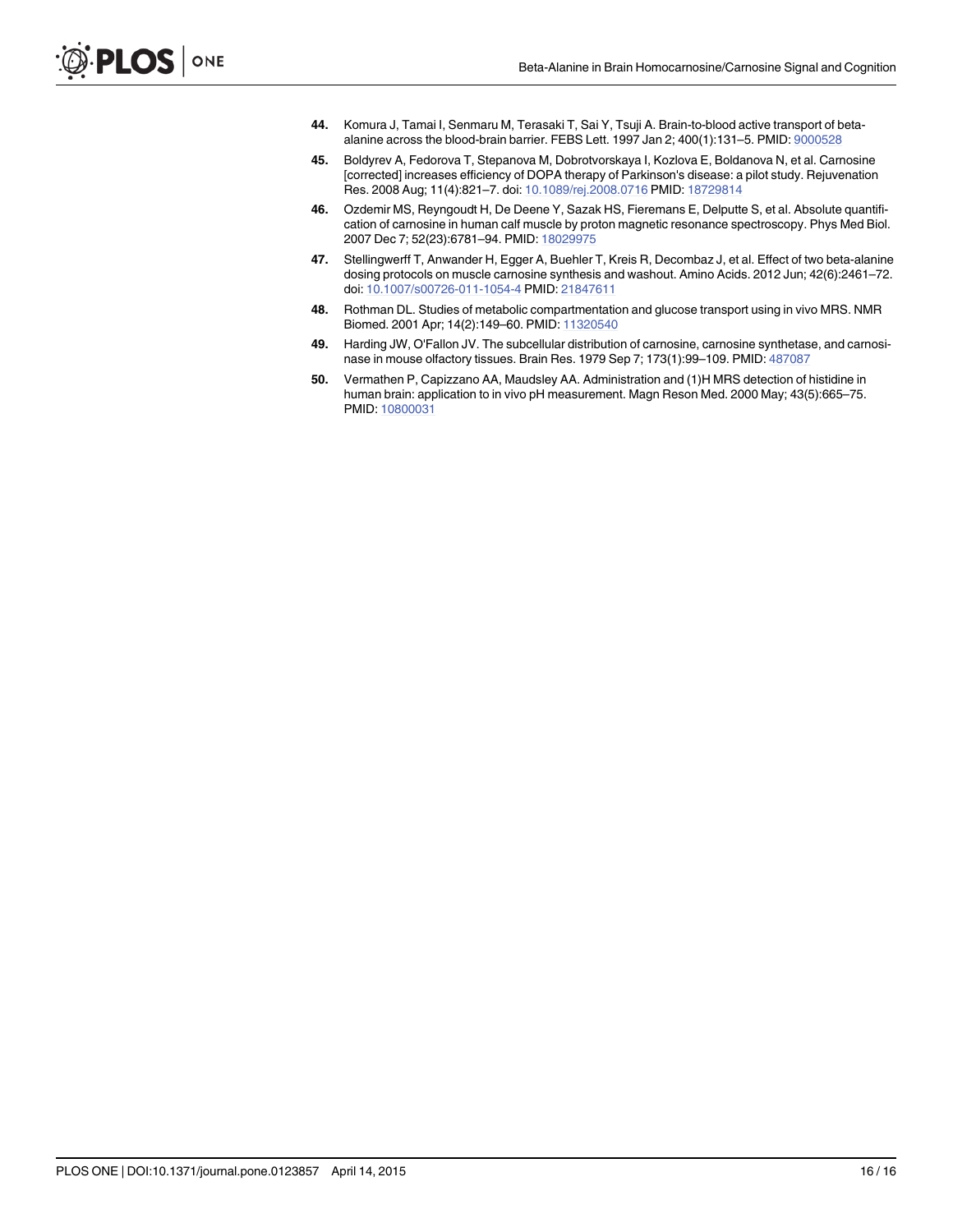44. Komura J, Tamai I, Senmaru M, Terasaki T, Sai Y, Tsuji A. Brain-to-blood active transport of beta-alanine across the blood-brain barrier. FEBS Lett. 1997 Jan 2; 400(1):131–5. PMID: 9000528

45. Boldyrev A, Fedorova T, Stepanova M, Dobrotvorskaya I, Kozlova E, Boldanova N, et al. Carnosine [corrected] increases efficiency of DOPA therapy of Parkinson's disease: a pilot study. Rejuvenation Res. 2008 Aug; 11(4):821–7. doi: 10.1089/rej.2008.0716 PMID: 18729814

46. Ozdemir MS, Reyngoudt H, De Deene Y, Sazak HS, Fieremans E, Delputte S, et al. Absolute quantification of carnosine in human calf muscle by proton magnetic resonance spectroscopy. Phys Med Biol. 2007 Dec 7; 52(23):6781–94. PMID: 18029975

47. Stellingwerff T, Anwander H, Egger A, Buehler T, Kreis R, Decombaz J, et al. Effect of two beta-alanine dosing protocols on muscle carnosine synthesis and washout. Amino Acids. 2012 Jun; 42(6):2461–72. doi: 10.1007/s00726-011-1054-4 PMID: 21847611

48. Rothman DL. Studies of metabolic compartmentation and glucose transport using in vivo MRS. NMR Biomed. 2001 Apr; 14(2):149–60. PMID: 11320540

49. Harding JW, O'Fallon JV. The subcellular distribution of carnosine, carnosine synthetase, and carnosinase in mouse olfactory tissues. Brain Res. 1979 Sep 7; 173(1):99–109. PMID: 487087

50. Vermathen P, Capizzano AA, Maudsley AA. Administration and (1)H MRS detection of histidine in human brain: application to in vivo pH measurement. Magn Reson Med. 2000 May; 43(5):665–75. PMID: 10800031